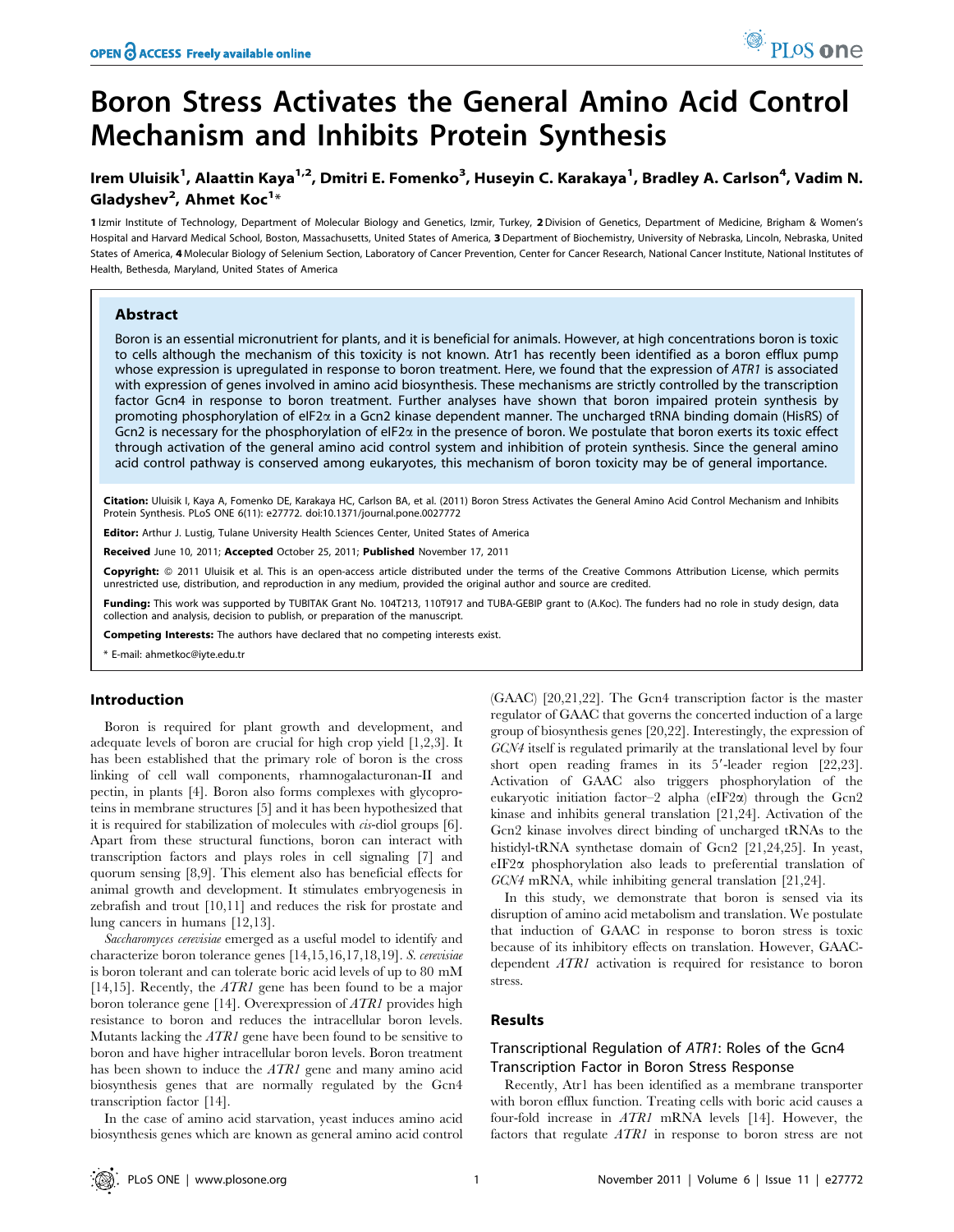# Boron Stress Activates the General Amino Acid Control Mechanism and Inhibits Protein Synthesis

Irem Uluisik[1], Alaattin Kaya[1,2], Dmitri E. Fomenko[3], Huseyin C. Karakaya[1], Bradley A. Carlson[4], Vadim N. Gladyshev[2], Ahmet Koc[1]*

1 Izmir Institute of Technology, Department of Molecular Biology and Genetics, Izmir, Turkey, 2 Division of Genetics, Department of Medicine, Brigham & Women's Hospital and Harvard Medical School, Boston, Massachusetts, United States of America, 3 Department of Biochemistry, University of Nebraska, Lincoln, Nebraska, United States of America, 4 Molecular Biology of Selenium Section, Laboratory of Cancer Prevention, Center for Cancer Research, National Cancer Institute, National Institutes of Health, Bethesda, Maryland, United States of America

## Abstract

Boron is an essential micronutrient for plants, and it is beneficial for animals. However, at high concentrations boron is toxic to cells although the mechanism of this toxicity is not known. Atr1 has recently been identified as a boron efflux pump whose expression is upregulated in response to boron treatment. Here, we found that the expression of *ATR1* is associated with expression of genes involved in amino acid biosynthesis. These mechanisms are strictly controlled by the transcription factor Gcn4 in response to boron treatment. Further analyses have shown that boron impaired protein synthesis by promoting phosphorylation of eIF2α in a Gcn2 kinase dependent manner. The uncharged tRNA binding domain (HisRS) of Gcn2 is necessary for the phosphorylation of eIF2α in the presence of boron. We postulate that boron exerts its toxic effect through activation of the general amino acid control system and inhibition of protein synthesis. Since the general amino acid control pathway is conserved among eukaryotes, this mechanism of boron toxicity may be of general importance.

**Citation:** Uluisik I, Kaya A, Fomenko DE, Karakaya HC, Carlson BA, et al. (2011) Boron Stress Activates the General Amino Acid Control Mechanism and Inhibits Protein Synthesis. PLoS ONE 6(11): e27772. doi:10.1371/journal.pone.0027772

**Editor:** Arthur J. Lustig, Tulane University Health Sciences Center, United States of America

**Received** June 10, 2011; **Accepted** October 25, 2011; **Published** November 17, 2011

**Copyright:** © 2011 Uluisik et al. This is an open-access article distributed under the terms of the Creative Commons Attribution License, which permits unrestricted use, distribution, and reproduction in any medium, provided the original author and source are credited.

**Funding:** This work was supported by TUBITAK Grant No. 104T213, 110T917 and TUBA-GEBIP grant to (A.Koc). The funders had no role in study design, data collection and analysis, decision to publish, or preparation of the manuscript.

**Competing Interests:** The authors have declared that no competing interests exist.

\* E-mail: ahmetkoc@iyte.edu.tr

## Introduction

Boron is required for plant growth and development, and adequate levels of boron are crucial for high crop yield [1,2,3]. It has been established that the primary role of boron is the cross linking of cell wall components, rhamnogalacturonan-II and pectin, in plants [4]. Boron also forms complexes with glycoproteins in membrane structures [5] and it has been hypothesized that it is required for stabilization of molecules with *cis*-diol groups [6]. Apart from these structural functions, boron can interact with transcription factors and plays roles in cell signaling [7] and quorum sensing [8,9]. This element also has beneficial effects for animal growth and development. It stimulates embryogenesis in zebrafish and trout [10,11] and reduces the risk for prostate and lung cancers in humans [12,13].

*Saccharomyces cerevisiae* emerged as a useful model to identify and characterize boron tolerance genes [14,15,16,17,18,19]. *S. cerevisiae* is boron tolerant and can tolerate boric acid levels of up to 80 mM [14,15]. Recently, the *ATR1* gene has been found to be a major boron tolerance gene [14]. Overexpression of *ATR1* provides high resistance to boron and reduces the intracellular boron levels. Mutants lacking the *ATR1* gene have been found to be sensitive to boron and have higher intracellular boron levels. Boron treatment has been shown to induce the *ATR1* gene and many amino acid biosynthesis genes that are normally regulated by the Gcn4 transcription factor [14].

In the case of amino acid starvation, yeast induces amino acid biosynthesis genes which are known as general amino acid control (GAAC) [20,21,22]. The Gcn4 transcription factor is the master regulator of GAAC that governs the concerted induction of a large group of biosynthesis genes [20,22]. Interestingly, the expression of *GCN4* itself is regulated primarily at the translational level by four short open reading frames in its 5′-leader region [22,23]. Activation of GAAC also triggers phosphorylation of the eukaryotic initiation factor–2 alpha (eIF2α) through the Gcn2 kinase and inhibits general translation [21,24]. Activation of the Gcn2 kinase involves direct binding of uncharged tRNAs to the histidyl-tRNA synthetase domain of Gcn2 [21,24,25]. In yeast, eIF2α phosphorylation also leads to preferential translation of *GCN4* mRNA, while inhibiting general translation [21,24].

In this study, we demonstrate that boron is sensed via its disruption of amino acid metabolism and translation. We postulate that induction of GAAC in response to boron stress is toxic because of its inhibitory effects on translation. However, GAAC-dependent *ATR1* activation is required for resistance to boron stress.

## Results

### Transcriptional Regulation of *ATR1*: Roles of the Gcn4 Transcription Factor in Boron Stress Response

Recently, Atr1 has been identified as a membrane transporter with boron efflux function. Treating cells with boric acid causes a four-fold increase in *ATR1* mRNA levels [14]. However, the factors that regulate *ATR1* in response to boron stress are not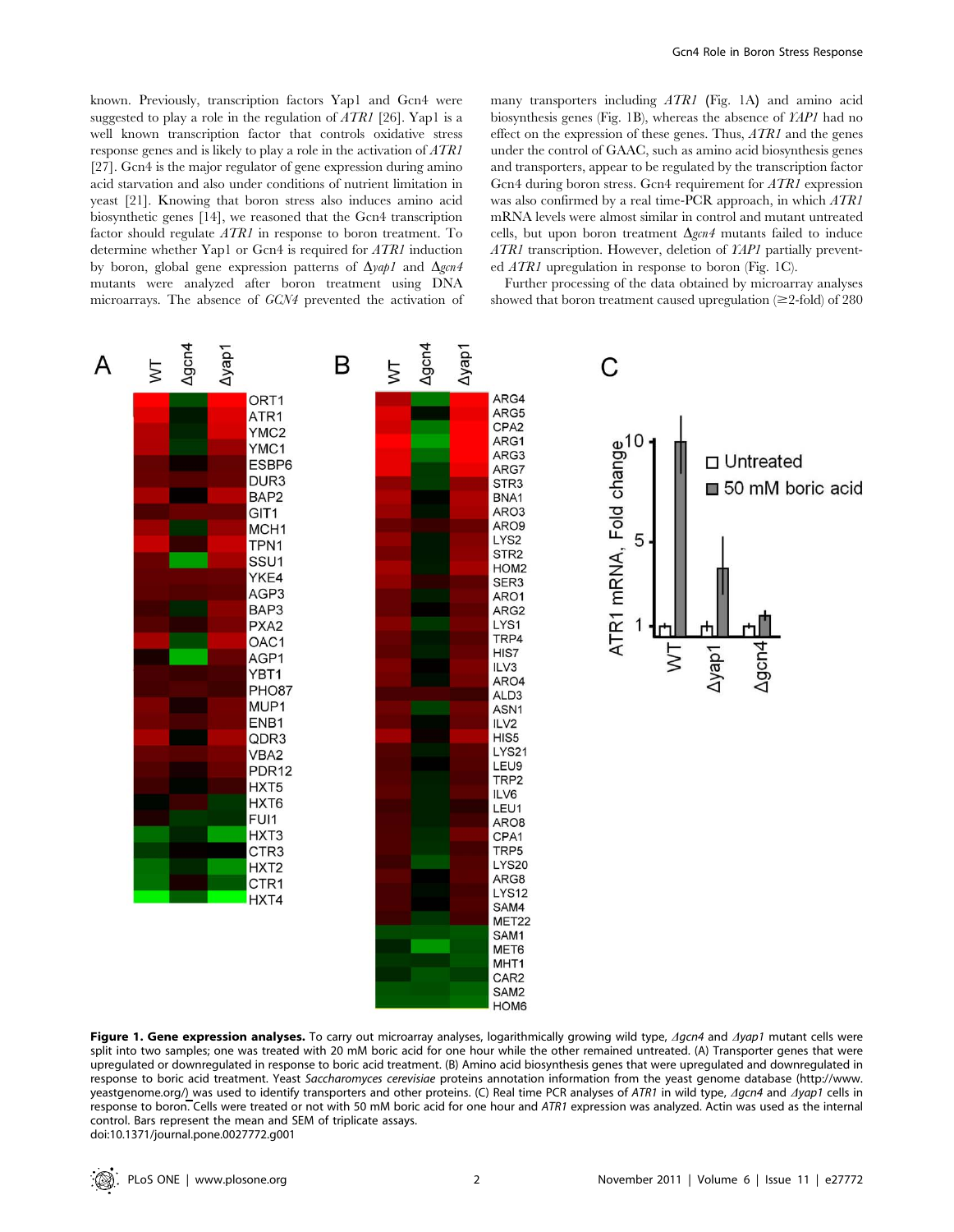known. Previously, transcription factors Yap1 and Gcn4 were suggested to play a role in the regulation of *ATR1* [26]. Yap1 is a well known transcription factor that controls oxidative stress response genes and is likely to play a role in the activation of *ATR1* [27]. Gcn4 is the major regulator of gene expression during amino acid starvation and also under conditions of nutrient limitation in yeast [21]. Knowing that boron stress also induces amino acid biosynthetic genes [14], we reasoned that the Gcn4 transcription factor should regulate *ATR1* in response to boron treatment. To determine whether Yap1 or Gcn4 is required for *ATR1* induction by boron, global gene expression patterns of Δ*yap1* and Δ*gcn4* mutants were analyzed after boron treatment using DNA microarrays. The absence of *GCN4* prevented the activation of many transporters including *ATR1* (Fig. 1A) and amino acid biosynthesis genes (Fig. 1B), whereas the absence of *YAP1* had no effect on the expression of these genes. Thus, *ATR1* and the genes under the control of GAAC, such as amino acid biosynthesis genes and transporters, appear to be regulated by the transcription factor Gcn4 during boron stress. Gcn4 requirement for *ATR1* expression was also confirmed by a real time-PCR approach, in which *ATR1* mRNA levels were almost similar in control and mutant untreated cells, but upon boron treatment Δ*gcn4* mutants failed to induce *ATR1* transcription. However, deletion of *YAP1* partially prevented *ATR1* upregulation in response to boron (Fig. 1C).

Further processing of the data obtained by microarray analyses showed that boron treatment caused upregulation (≥2-fold) of 280

**Figure 1. Gene expression analyses.** To carry out microarray analyses, logarithmically growing wild type, *Δgcn4* and *Δyap1* mutant cells were split into two samples; one was treated with 20 mM boric acid for one hour while the other remained untreated. (A) Transporter genes that were upregulated or downregulated in response to boric acid treatment. (B) Amino acid biosynthesis genes that were upregulated and downregulated in response to boric acid treatment. Yeast *Saccharomyces cerevisiae* proteins annotation information from the yeast genome database (http://www.yeastgenome.org/) was used to identify transporters and other proteins. (C) Real time PCR analyses of *ATR1* in wild type, *Δgcn4* and *Δyap1* cells in response to boron. Cells were treated or not with 50 mM boric acid for one hour and *ATR1* expression was analyzed. Actin was used as the internal control. Bars represent the mean and SEM of triplicate assays.
doi:10.1371/journal.pone.0027772.g001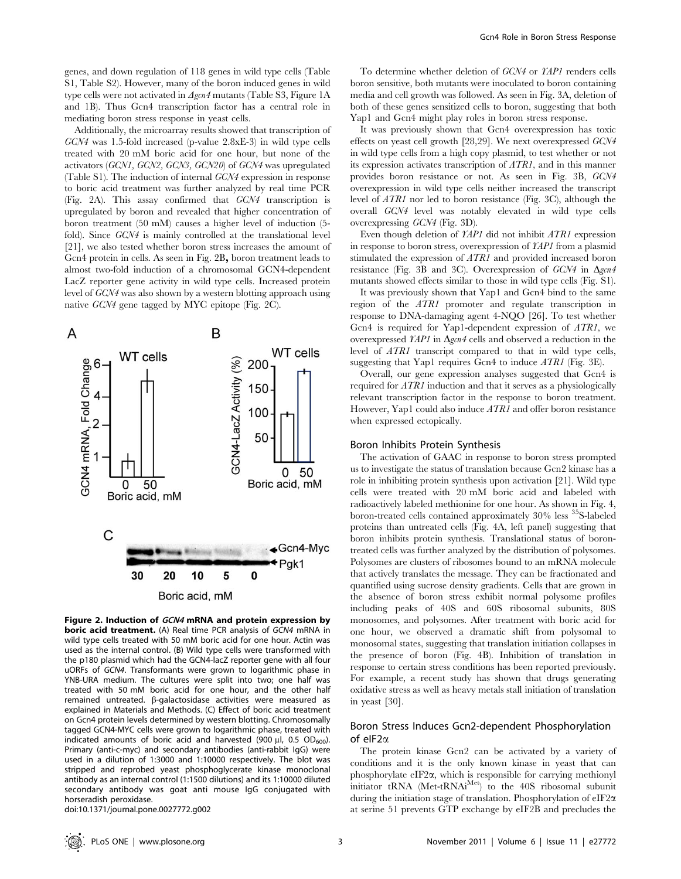genes, and down regulation of 118 genes in wild type cells (Table S1, Table S2). However, many of the boron induced genes in wild type cells were not activated in *Δgcn4* mutants (Table S3, Figure 1A and 1B). Thus Gcn4 transcription factor has a central role in mediating boron stress response in yeast cells.

Additionally, the microarray results showed that transcription of *GCN4* was 1.5-fold increased (p-value 2.8xE-3) in wild type cells treated with 20 mM boric acid for one hour, but none of the activators (*GCN1, GCN2, GCN3, GCN20*) of *GCN4* was upregulated (Table S1). The induction of internal *GCN4* expression in response to boric acid treatment was further analyzed by real time PCR (Fig. 2A). This assay confirmed that *GCN4* transcription is upregulated by boron and revealed that higher concentration of boron treatment (50 mM) causes a higher level of induction (5-fold). Since *GCN4* is mainly controlled at the translational level [21], we also tested whether boron stress increases the amount of Gcn4 protein in cells. As seen in Fig. 2B**,** boron treatment leads to almost two-fold induction of a chromosomal GCN4-dependent LacZ reporter gene activity in wild type cells. Increased protein level of *GCN4* was also shown by a western blotting approach using native *GCN4* gene tagged by MYC epitope (Fig. 2C).

**Figure 2. Induction of *GCN4* mRNA and protein expression by boric acid treatment.** (A) Real time PCR analysis of *GCN4* mRNA in wild type cells treated with 50 mM boric acid for one hour. Actin was used as the internal control. (B) Wild type cells were transformed with the p180 plasmid which had the GCN4-lacZ reporter gene with all four uORFs of *GCN4*. Transformants were grown to logarithmic phase in YNB-URA medium. The cultures were split into two; one half was treated with 50 mM boric acid for one hour, and the other half remained untreated. β-galactosidase activities were measured as explained in Materials and Methods. (C) Effect of boric acid treatment on Gcn4 protein levels determined by western blotting. Chromosomally tagged GCN4-MYC cells were grown to logarithmic phase, treated with indicated amounts of boric acid and harvested (900 μl, 0.5 $OD_{600}$). Primary (anti-c-myc) and secondary antibodies (anti-rabbit IgG) were used in a dilution of 1:3000 and 1:10000 respectively. The blot was stripped and reprobed yeast phosphoglycerate kinase monoclonal antibody as an internal control (1:1500 dilutions) and its 1:10000 diluted secondary antibody was goat anti mouse IgG conjugated with horseradish peroxidase.
doi:10.1371/journal.pone.0027772.g002

To determine whether deletion of *GCN4* or *YAP1* renders cells boron sensitive, both mutants were inoculated to boron containing media and cell growth was followed. As seen in Fig. 3A, deletion of both of these genes sensitized cells to boron, suggesting that both Yap1 and Gcn4 might play roles in boron stress response.

It was previously shown that Gcn4 overexpression has toxic effects on yeast cell growth [28,29]. We next overexpressed *GCN4* in wild type cells from a high copy plasmid, to test whether or not its expression activates transcription of *ATR1,* and in this manner provides boron resistance or not. As seen in Fig. 3B, *GCN4* overexpression in wild type cells neither increased the transcript level of *ATR1* nor led to boron resistance (Fig. 3C), although the overall *GCN4* level was notably elevated in wild type cells overexpressing *GCN4* (Fig. 3D).

Even though deletion of *YAP1* did not inhibit *ATR1* expression in response to boron stress, overexpression of *YAP1* from a plasmid stimulated the expression of *ATR1* and provided increased boron resistance (Fig. 3B and 3C). Overexpression of *GCN4* in Δ*gcn4* mutants showed effects similar to those in wild type cells (Fig. S1).

It was previously shown that Yap1 and Gcn4 bind to the same region of the *ATR1* promoter and regulate transcription in response to DNA-damaging agent 4-NQO [26]. To test whether Gcn4 is required for Yap1-dependent expression of *ATR1,* we overexpressed *YAP1* in Δ*gcn4* cells and observed a reduction in the level of *ATR1* transcript compared to that in wild type cells, suggesting that Yap1 requires Gcn4 to induce *ATR1* (Fig. 3E).

Overall, our gene expression analyses suggested that Gcn4 is required for *ATR1* induction and that it serves as a physiologically relevant transcription factor in the response to boron treatment. However, Yap1 could also induce *ATR1* and offer boron resistance when expressed ectopically.

## Boron Inhibits Protein Synthesis

The activation of GAAC in response to boron stress prompted us to investigate the status of translation because Gcn2 kinase has a role in inhibiting protein synthesis upon activation [21]. Wild type cells were treated with 20 mM boric acid and labeled with radioactively labeled methionine for one hour. As shown in Fig. 4, boron-treated cells contained approximately 30% less $^{35}$S-labeled proteins than untreated cells (Fig. 4A, left panel) suggesting that boron inhibits protein synthesis. Translational status of boron-treated cells was further analyzed by the distribution of polysomes. Polysomes are clusters of ribosomes bound to an mRNA molecule that actively translates the message. They can be fractionated and quantified using sucrose density gradients. Cells that are grown in the absence of boron stress exhibit normal polysome profiles including peaks of 40S and 60S ribosomal subunits, 80S monosomes, and polysomes. After treatment with boric acid for one hour, we observed a dramatic shift from polysomal to monosomal states, suggesting that translation initiation collapses in the presence of boron (Fig. 4B). Inhibition of translation in response to certain stress conditions has been reported previously. For example, a recent study has shown that drugs generating oxidative stress as well as heavy metals stall initiation of translation in yeast [30].

## Boron Stress Induces Gcn2-dependent Phosphorylation of eIF2α

The protein kinase Gcn2 can be activated by a variety of conditions and it is the only known kinase in yeast that can phosphorylate eIF2α, which is responsible for carrying methionyl initiator tRNA ($Met\text{-}tRNAi^{Met}$) to the 40S ribosomal subunit during the initiation stage of translation. Phosphorylation of eIF2α at serine 51 prevents GTP exchange by eIF2B and precludes the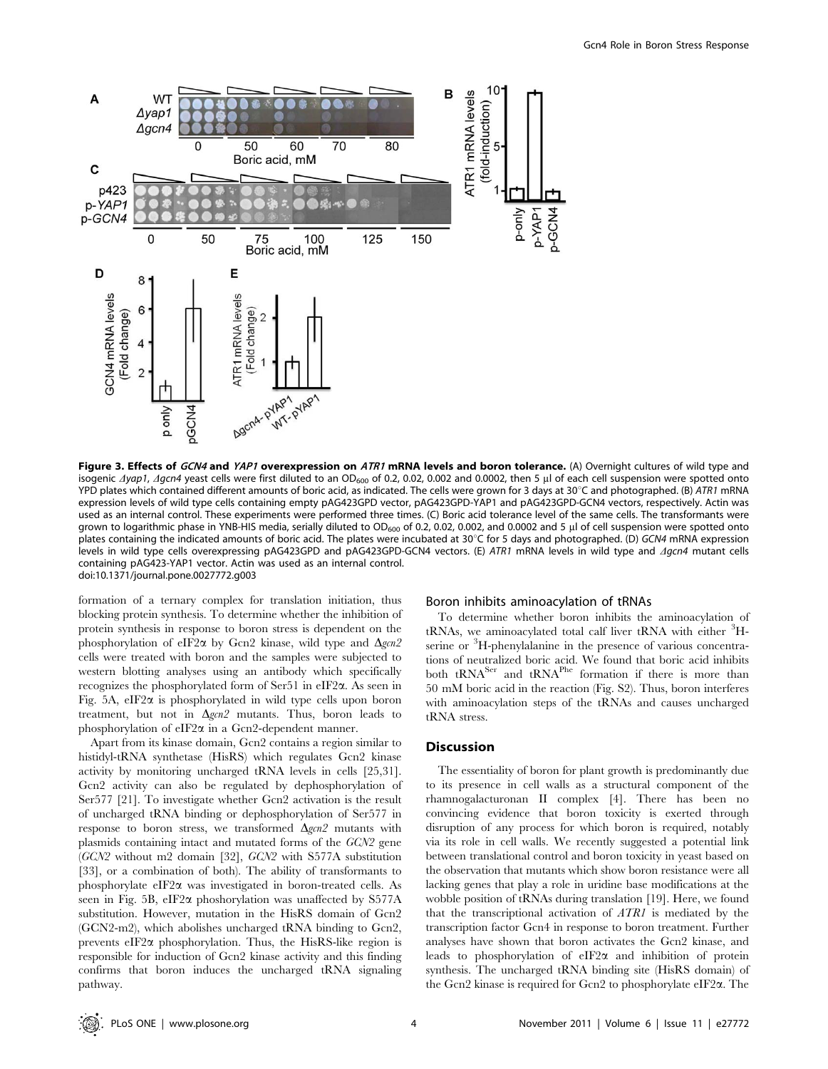**Figure 3. Effects of *GCN4* and *YAP1* overexpression on *ATR1* mRNA levels and boron tolerance.** (A) Overnight cultures of wild type and isogenic *Δyap1*, *Δgcn4* yeast cells were first diluted to an $OD_{600}$ of 0.2, 0.02, 0.002 and 0.0002, then 5 µl of each cell suspension were spotted onto YPD plates which contained different amounts of boric acid, as indicated. The cells were grown for 3 days at 30°C and photographed. (B) *ATR1* mRNA expression levels of wild type cells containing empty pAG423GPD vector, pAG423GPD-YAP1 and pAG423GPD-GCN4 vectors, respectively. Actin was used as an internal control. These experiments were performed three times. (C) Boric acid tolerance level of the same cells. The transformants were grown to logarithmic phase in YNB-HIS media, serially diluted to $OD_{600}$ of 0.2, 0.02, 0.002, and 0.0002 and 5 µl of cell suspension were spotted onto plates containing the indicated amounts of boric acid. The plates were incubated at 30°C for 5 days and photographed. (D) *GCN4* mRNA expression levels in wild type cells overexpressing pAG423GPD and pAG423GPD-GCN4 vectors. (E) *ATR1* mRNA levels in wild type and *Δgcn4* mutant cells containing pAG423-YAP1 vector. Actin was used as an internal control.
doi:10.1371/journal.pone.0027772.g003

formation of a ternary complex for translation initiation, thus blocking protein synthesis. To determine whether the inhibition of protein synthesis in response to boron stress is dependent on the phosphorylation of eIF2α by Gcn2 kinase, wild type and *Δgcn2* cells were treated with boron and the samples were subjected to western blotting analyses using an antibody which specifically recognizes the phosphorylated form of Ser51 in eIF2α. As seen in Fig. 5A, eIF2α is phosphorylated in wild type cells upon boron treatment, but not in *Δgcn2* mutants. Thus, boron leads to phosphorylation of eIF2α in a Gcn2-dependent manner.

Apart from its kinase domain, Gcn2 contains a region similar to histidyl-tRNA synthetase (HisRS) which regulates Gcn2 kinase activity by monitoring uncharged tRNA levels in cells [25,31]. Gcn2 activity can also be regulated by dephosphorylation of Ser577 [21]. To investigate whether Gcn2 activation is the result of uncharged tRNA binding or dephosphorylation of Ser577 in response to boron stress, we transformed *Δgcn2* mutants with plasmids containing intact and mutated forms of the *GCN2* gene (*GCN2* without m2 domain [32], *GCN2* with S577A substitution [33], or a combination of both). The ability of transformants to phosphorylate eIF2α was investigated in boron-treated cells. As seen in Fig. 5B, eIF2α phoshorylation was unaffected by S577A substitution. However, mutation in the HisRS domain of Gcn2 (GCN2-m2), which abolishes uncharged tRNA binding to Gcn2, prevents eIF2α phosphorylation. Thus, the HisRS-like region is responsible for induction of Gcn2 kinase activity and this finding confirms that boron induces the uncharged tRNA signaling pathway.

### Boron inhibits aminoacylation of tRNAs

To determine whether boron inhibits the aminoacylation of tRNAs, we aminoacylated total calf liver tRNA with either $^3$H-serine or $^3$H-phenylalanine in the presence of various concentrations of neutralized boric acid. We found that boric acid inhibits both $tRNA^{Ser}$ and $tRNA^{Phe}$ formation if there is more than 50 mM boric acid in the reaction (Fig. S2). Thus, boron interferes with aminoacylation steps of the tRNAs and causes uncharged tRNA stress.

## Discussion

The essentiality of boron for plant growth is predominantly due to its presence in cell walls as a structural component of the rhamnogalacturonan II complex [4]. There has been no convincing evidence that boron toxicity is exerted through disruption of any process for which boron is required, notably via its role in cell walls. We recently suggested a potential link between translational control and boron toxicity in yeast based on the observation that mutants which show boron resistance were all lacking genes that play a role in uridine base modifications at the wobble position of tRNAs during translation [19]. Here, we found that the transcriptional activation of *ATR1* is mediated by the transcription factor Gcn4 in response to boron treatment. Further analyses have shown that boron activates the Gcn2 kinase, and leads to phosphorylation of eIF2α and inhibition of protein synthesis. The uncharged tRNA binding site (HisRS domain) of the Gcn2 kinase is required for Gcn2 to phosphorylate eIF2α. The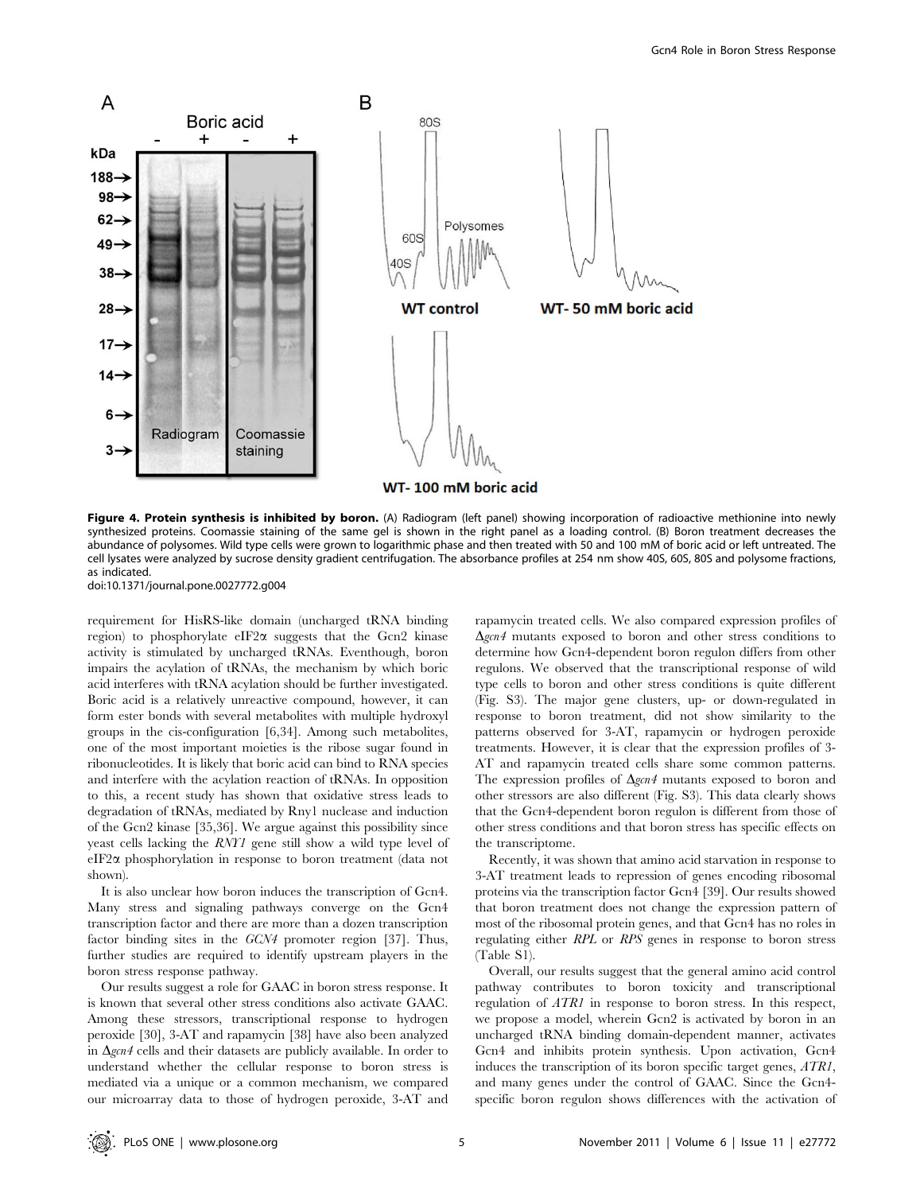**Figure 4. Protein synthesis is inhibited by boron.** (A) Radiogram (left panel) showing incorporation of radioactive methionine into newly synthesized proteins. Coomassie staining of the same gel is shown in the right panel as a loading control. (B) Boron treatment decreases the abundance of polysomes. Wild type cells were grown to logarithmic phase and then treated with 50 and 100 mM of boric acid or left untreated. The cell lysates were analyzed by sucrose density gradient centrifugation. The absorbance profiles at 254 nm show 40S, 60S, 80S and polysome fractions, as indicated.
doi:10.1371/journal.pone.0027772.g004

requirement for HisRS-like domain (uncharged tRNA binding region) to phosphorylate eIF2α suggests that the Gcn2 kinase activity is stimulated by uncharged tRNAs. Eventhough, boron impairs the acylation of tRNAs, the mechanism by which boric acid interferes with tRNA acylation should be further investigated. Boric acid is a relatively unreactive compound, however, it can form ester bonds with several metabolites with multiple hydroxyl groups in the cis-configuration [6,34]. Among such metabolites, one of the most important moieties is the ribose sugar found in ribonucleotides. It is likely that boric acid can bind to RNA species and interfere with the acylation reaction of tRNAs. In opposition to this, a recent study has shown that oxidative stress leads to degradation of tRNAs, mediated by Rny1 nuclease and induction of the Gcn2 kinase [35,36]. We argue against this possibility since yeast cells lacking the *RNY1* gene still show a wild type level of eIF2α phosphorylation in response to boron treatment (data not shown).

It is also unclear how boron induces the transcription of Gcn4. Many stress and signaling pathways converge on the Gcn4 transcription factor and there are more than a dozen transcription factor binding sites in the *GCN4* promoter region [37]. Thus, further studies are required to identify upstream players in the boron stress response pathway.

Our results suggest a role for GAAC in boron stress response. It is known that several other stress conditions also activate GAAC. Among these stressors, transcriptional response to hydrogen peroxide [30], 3-AT and rapamycin [38] have also been analyzed in Δ*gcn4* cells and their datasets are publicly available. In order to understand whether the cellular response to boron stress is mediated via a unique or a common mechanism, we compared our microarray data to those of hydrogen peroxide, 3-AT and rapamycin treated cells. We also compared expression profiles of Δ*gcn4* mutants exposed to boron and other stress conditions to determine how Gcn4-dependent boron regulon differs from other regulons. We observed that the transcriptional response of wild type cells to boron and other stress conditions is quite different (Fig. S3). The major gene clusters, up- or down-regulated in response to boron treatment, did not show similarity to the patterns observed for 3-AT, rapamycin or hydrogen peroxide treatments. However, it is clear that the expression profiles of 3-AT and rapamycin treated cells share some common patterns. The expression profiles of Δ*gcn4* mutants exposed to boron and other stressors are also different (Fig. S3). This data clearly shows that the Gcn4-dependent boron regulon is different from those of other stress conditions and that boron stress has specific effects on the transcriptome.

Recently, it was shown that amino acid starvation in response to 3-AT treatment leads to repression of genes encoding ribosomal proteins via the transcription factor Gcn4 [39]. Our results showed that boron treatment does not change the expression pattern of most of the ribosomal protein genes, and that Gcn4 has no roles in regulating either *RPL* or *RPS* genes in response to boron stress (Table S1).

Overall, our results suggest that the general amino acid control pathway contributes to boron toxicity and transcriptional regulation of *ATR1* in response to boron stress. In this respect, we propose a model, wherein Gcn2 is activated by boron in an uncharged tRNA binding domain-dependent manner, activates Gcn4 and inhibits protein synthesis. Upon activation, Gcn4 induces the transcription of its boron specific target genes, *ATR1*, and many genes under the control of GAAC. Since the Gcn4-specific boron regulon shows differences with the activation of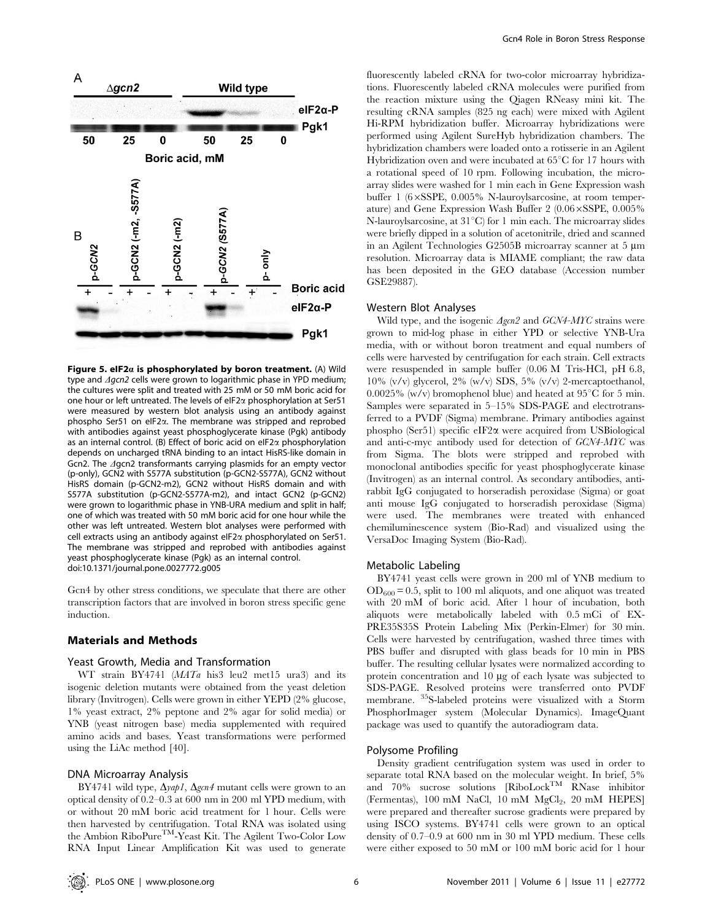**Figure 5. eIF2α is phosphorylated by boron treatment.** (A) Wild type and *Δgcn2* cells were grown to logarithmic phase in YPD medium; the cultures were split and treated with 25 mM or 50 mM boric acid for one hour or left untreated. The levels of eIF2α phosphorylation at Ser51 were measured by western blot analysis using an antibody against phospho Ser51 on eIF2α. The membrane was stripped and reprobed with antibodies against yeast phosphoglycerate kinase (Pgk) antibody as an internal control. (B) Effect of boric acid on eIF2α phosphorylation depends on uncharged tRNA binding to an intact HisRS-like domain in Gcn2. The *Δgcn2* transformants carrying plasmids for an empty vector (p-only), GCN2 with S577A substitution (p-GCN2-S577A), GCN2 without HisRS domain (p-GCN2-m2), GCN2 without HisRS domain and with S577A substitution (p-GCN2-S577A-m2), and intact GCN2 (p-GCN2) were grown to logarithmic phase in YNB-URA medium and split in half; one of which was treated with 50 mM boric acid for one hour while the other was left untreated. Western blot analyses were performed with cell extracts using an antibody against eIF2α phosphorylated on Ser51. The membrane was stripped and reprobed with antibodies against yeast phosphoglycerate kinase (Pgk) as an internal control.
doi:10.1371/journal.pone.0027772.g005

Gcn4 by other stress conditions, we speculate that there are other transcription factors that are involved in boron stress specific gene induction.

## Materials and Methods

### Yeast Growth, Media and Transformation

WT strain BY4741 (*MATa* his3 leu2 met15 ura3) and its isogenic deletion mutants were obtained from the yeast deletion library (Invitrogen). Cells were grown in either YEPD (2% glucose, 1% yeast extract, 2% peptone and 2% agar for solid media) or YNB (yeast nitrogen base) media supplemented with required amino acids and bases. Yeast transformations were performed using the LiAc method [40].

### DNA Microarray Analysis

BY4741 wild type, *Δyap1*, *Δgcn4* mutant cells were grown to an optical density of 0.2–0.3 at 600 nm in 200 ml YPD medium, with or without 20 mM boric acid treatment for 1 hour. Cells were then harvested by centrifugation. Total RNA was isolated using the Ambion RiboPure$^{TM}$-Yeast Kit. The Agilent Two-Color Low RNA Input Linear Amplification Kit was used to generate fluorescently labeled cRNA for two-color microarray hybridizations. Fluorescently labeled cRNA molecules were purified from the reaction mixture using the Qiagen RNeasy mini kit. The resulting cRNA samples (825 ng each) were mixed with Agilent Hi-RPM hybridization buffer. Microarray hybridizations were performed using Agilent SureHyb hybridization chambers. The hybridization chambers were loaded onto a rotisserie in an Agilent Hybridization oven and were incubated at 65°C for 17 hours with a rotational speed of 10 rpm. Following incubation, the microarray slides were washed for 1 min each in Gene Expression wash buffer 1 (6×SSPE, 0.005% N-lauroylsarcosine, at room temperature) and Gene Expression Wash Buffer 2 (0.06×SSPE, 0.005% N-lauroylsarcosine, at 31°C) for 1 min each. The microarray slides were briefly dipped in a solution of acetonitrile, dried and scanned in an Agilent Technologies G2505B microarray scanner at 5 µm resolution. Microarray data is MIAME compliant; the raw data has been deposited in the GEO database (Accession number GSE29887).

### Western Blot Analyses

Wild type, and the isogenic *Δgcn2* and *GCN4-MYC* strains were grown to mid-log phase in either YPD or selective YNB-Ura media, with or without boron treatment and equal numbers of cells were harvested by centrifugation for each strain. Cell extracts were resuspended in sample buffer (0.06 M Tris-HCl, pH 6.8, 10% (v/v) glycerol, 2% (w/v) SDS, 5% (v/v) 2-mercaptoethanol, 0.0025% (w/v) bromophenol blue) and heated at 95°C for 5 min. Samples were separated in 5–15% SDS-PAGE and electrotransferred to a PVDF (Sigma) membrane. Primary antibodies against phospho (Ser51) specific eIF2α were acquired from USBiological and anti-c-myc antibody used for detection of *GCN4-MYC* was from Sigma. The blots were stripped and reprobed with monoclonal antibodies specific for yeast phosphoglycerate kinase (Invitrogen) as an internal control. As secondary antibodies, anti-rabbit IgG conjugated to horseradish peroxidase (Sigma) or goat anti mouse IgG conjugated to horseradish peroxidase (Sigma) were used. The membranes were treated with enhanced chemiluminescence system (Bio-Rad) and visualized using the VersaDoc Imaging System (Bio-Rad).

### Metabolic Labeling

BY4741 yeast cells were grown in 200 ml of YNB medium to $OD_{600} = 0.5$, split to 100 ml aliquots, and one aliquot was treated with 20 mM of boric acid. After 1 hour of incubation, both aliquots were metabolically labeled with 0.5 mCi of EX-PRE35S35S Protein Labeling Mix (Perkin-Elmer) for 30 min. Cells were harvested by centrifugation, washed three times with PBS buffer and disrupted with glass beads for 10 min in PBS buffer. The resulting cellular lysates were normalized according to protein concentration and 10 µg of each lysate was subjected to SDS-PAGE. Resolved proteins were transferred onto PVDF membrane. $^{35}$S-labeled proteins were visualized with a Storm PhosphorImager system (Molecular Dynamics). ImageQuant package was used to quantify the autoradiogram data.

### Polysome Profiling

Density gradient centrifugation system was used in order to separate total RNA based on the molecular weight. In brief, 5% and 70% sucrose solutions [RiboLock$^{TM}$ RNase inhibitor (Fermentas), 100 mM NaCl, 10 mM $MgCl_2$, 20 mM HEPES] were prepared and thereafter sucrose gradients were prepared by using ISCO systems. BY4741 cells were grown to an optical density of 0.7–0.9 at 600 nm in 30 ml YPD medium. These cells were either exposed to 50 mM or 100 mM boric acid for 1 hour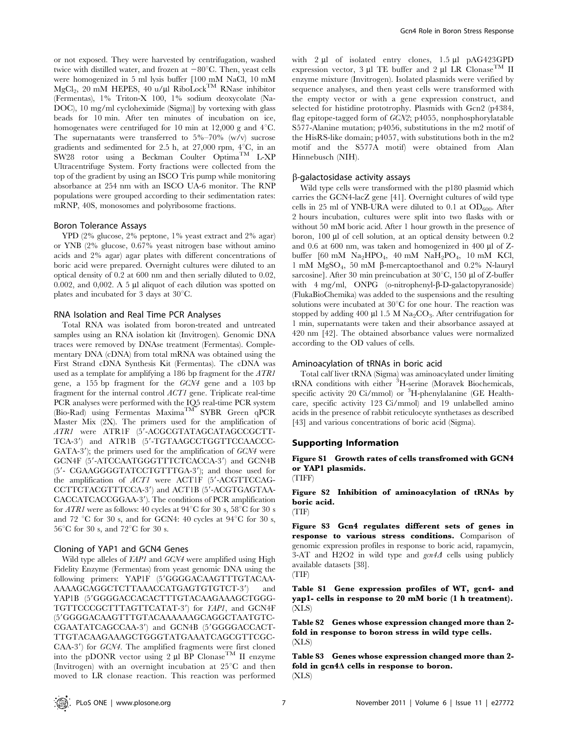or not exposed. They were harvested by centrifugation, washed twice with distilled water, and frozen at −80°C. Then, yeast cells were homogenized in 5 ml lysis buffer [100 mM NaCl, 10 mM $MgCl_2$, 20 mM HEPES, 40 u/µl RiboLock™ RNase inhibitor (Fermentas), 1% Triton-X 100, 1% sodium deoxycolate (Na-DOC), 10 mg/ml cycloheximide (Sigma)] by vortexing with glass beads for 10 min. After ten minutes of incubation on ice, homogenates were centrifuged for 10 min at 12,000 g and 4°C. The supernatants were transferred to 5%–70% (w/v) sucrose gradients and sedimented for 2.5 h, at 27,000 rpm, 4°C, in an SW28 rotor using a Beckman Coulter Optima™ L-XP Ultracentrifuge System. Forty fractions were collected from the top of the gradient by using an ISCO Tris pump while monitoring absorbance at 254 nm with an ISCO UA-6 monitor. The RNP populations were grouped according to their sedimentation rates: mRNP, 40S, monosomes and polyribosome fractions.

### Boron Tolerance Assays

YPD (2% glucose, 2% peptone, 1% yeast extract and 2% agar) or YNB (2% glucose, 0.67% yeast nitrogen base without amino acids and 2% agar) agar plates with different concentrations of boric acid were prepared. Overnight cultures were diluted to an optical density of 0.2 at 600 nm and then serially diluted to 0.02, 0.002, and 0,002. A 5 µl aliquot of each dilution was spotted on plates and incubated for 3 days at 30°C.

### RNA Isolation and Real Time PCR Analyses

Total RNA was isolated from boron-treated and untreated samples using an RNA isolation kit (Invitrogen). Genomic DNA traces were removed by DNAse treatment (Fermentas). Complementary DNA (cDNA) from total mRNA was obtained using the First Strand cDNA Synthesis Kit (Fermentas). The cDNA was used as a template for amplifying a 186 bp fragment for the *ATR1* gene, a 155 bp fragment for the *GCN4* gene and a 103 bp fragment for the internal control *ACT1* gene. Triplicate real-time PCR analyses were performed with the IQ5 real-time PCR system (Bio-Rad) using Fermentas Maxima™ SYBR Green qPCR Master Mix (2X). The primers used for the amplification of *ATR1* were ATR1F (5′-ACGCGTATAGCATAGCCGCTT-TCA-3′) and ATR1B (5′-TGTAAGCCTGGTTCCAACCC-GATA-3′); the primers used for the amplification of *GCN4* were GCN4F (5′-ATCCAATGGGTTTCTCACCA-3′) and GCN4B (5′- CGAAGGGGTATCCTGTTTGA-3′); and those used for the amplification of *ACT1* were ACT1F (5′-ACGTTCCAG-CCTTCTACGTTTCCA-3′) and ACT1B (5′-ACGTGAGTAA-CACCATCACCGGAA-3′). The conditions of PCR amplification for *ATR1* were as follows: 40 cycles at 94°C for 30 s, 58°C for 30 s and 72 °C for 30 s, and for GCN4: 40 cycles at 94°C for 30 s, 56°C for 30 s, and 72°C for 30 s.

### Cloning of YAP1 and GCN4 Genes

Wild type alleles of *YAP1* and *GCN4* were amplified using High Fidelity Enzyme (Fermentas) from yeast genomic DNA using the following primers: YAP1F (5′GGGGACAAGTTTGTACAA-AAAAGCAGGCTCTTAAACCATGAGTGTGTCT-3′) and YAP1B (5′GGGGACCACACTTTGTACAAGAAAGCTGGG-TGTTCCCGCTTTAGTTCATAT-3′) for *YAP1*, and GCN4F (5′GGGGACAAGTTTGTACAAAAAAGCAGGCTAATGTC-CGAATATCAGCCAA-3′) and GCN4B (5′GGGGACCACT-TTGTACAAGAAAGCTGGGTATGAAATCAGCGTTCGC-CAA-3′) for *GCN4*. The amplified fragments were first cloned into the pDONR vector using 2 µl BP Clonase™ II enzyme (Invitrogen) with an overnight incubation at 25°C and then moved to LR clonase reaction. This reaction was performed with 2 µl of isolated entry clones, 1.5 µl pAG423GPD expression vector, 3 µl TE buffer and 2 µl LR Clonase™ II enzyme mixture (Invitrogen). Isolated plasmids were verified by sequence analyses, and then yeast cells were transformed with the empty vector or with a gene expression construct, and selected for histidine prototrophy. Plasmids with Gcn2 (p4384, flag epitope-tagged form of *GCN2*; p4055, nonphosphorylatable S577-Alanine mutation; p4056, substitutions in the m2 motif of the HisRS-like domain; p4057, with substitutions both in the m2 motif and the S577A motif) were obtained from Alan Hinnebusch (NIH).

### β-galactosidase activity assays

Wild type cells were transformed with the p180 plasmid which carries the GCN4-lacZ gene [41]. Overnight cultures of wild type cells in 25 ml of YNB-URA were diluted to 0.1 at $OD_{600}$. After 2 hours incubation, cultures were split into two flasks with or without 50 mM boric acid. After 1 hour growth in the presence of boron, 100 µl of cell solution, at an optical density between 0.2 and 0.6 at 600 nm, was taken and homogenized in 400 µl of Z-buffer [60 mM $Na_2HPO_4$, 40 mM $NaH_2PO_4$, 10 mM KCl, 1 mM $MgSO_4$, 50 mM β-mercaptoethanol and 0.2% N-lauryl sarcosine]. After 30 min preincubation at 30°C, 150 µl of Z-buffer with 4 mg/ml, ONPG (o-nitrophenyl-β-D-galactopyranoside) (FlukaBioChemika) was added to the suspensions and the resulting solutions were incubated at 30°C for one hour. The reaction was stopped by adding 400 µl 1.5 M $Na_2CO_3$. After centrifugation for 1 min, supernatants were taken and their absorbance assayed at 420 nm [42]. The obtained absorbance values were normalized according to the OD values of cells.

### Aminoacylation of tRNAs in boric acid

Total calf liver tRNA (Sigma) was aminoacylated under limiting tRNA conditions with either $^3$H-serine (Moravek Biochemicals, specific activity 20 Ci/mmol) or $^3$H-phenylalanine (GE Healthcare, specific activity 123 Ci/mmol) and 19 unlabelled amino acids in the presence of rabbit reticulocyte synthetases as described [43] and various concentrations of boric acid (Sigma).

## Supporting Information

**Figure S1 Growth rates of cells transfromed with GCN4 or YAP1 plasmids.**
(TIFF)

**Figure S2 Inhibition of aminoacylation of tRNAs by boric acid.**
(TIF)

**Figure S3 Gcn4 regulates different sets of genes in response to various stress conditions.** Comparison of genomic expression profiles in response to boric acid, rapamycin, 3-AT and H2O2 in wild type and *gcn4Δ* cells using publicly available datasets [38].
(TIF)

**Table S1 Gene expression profiles of WT, gcn4- and yap1- cells in response to 20 mM boric (1 h treatment).**
(XLS)

**Table S2 Genes whose expression changed more than 2-fold in response to boron stress in wild type cells.**
(XLS)

**Table S3 Genes whose expression changed more than 2-fold in gcn4Δ cells in response to boron.**
(XLS)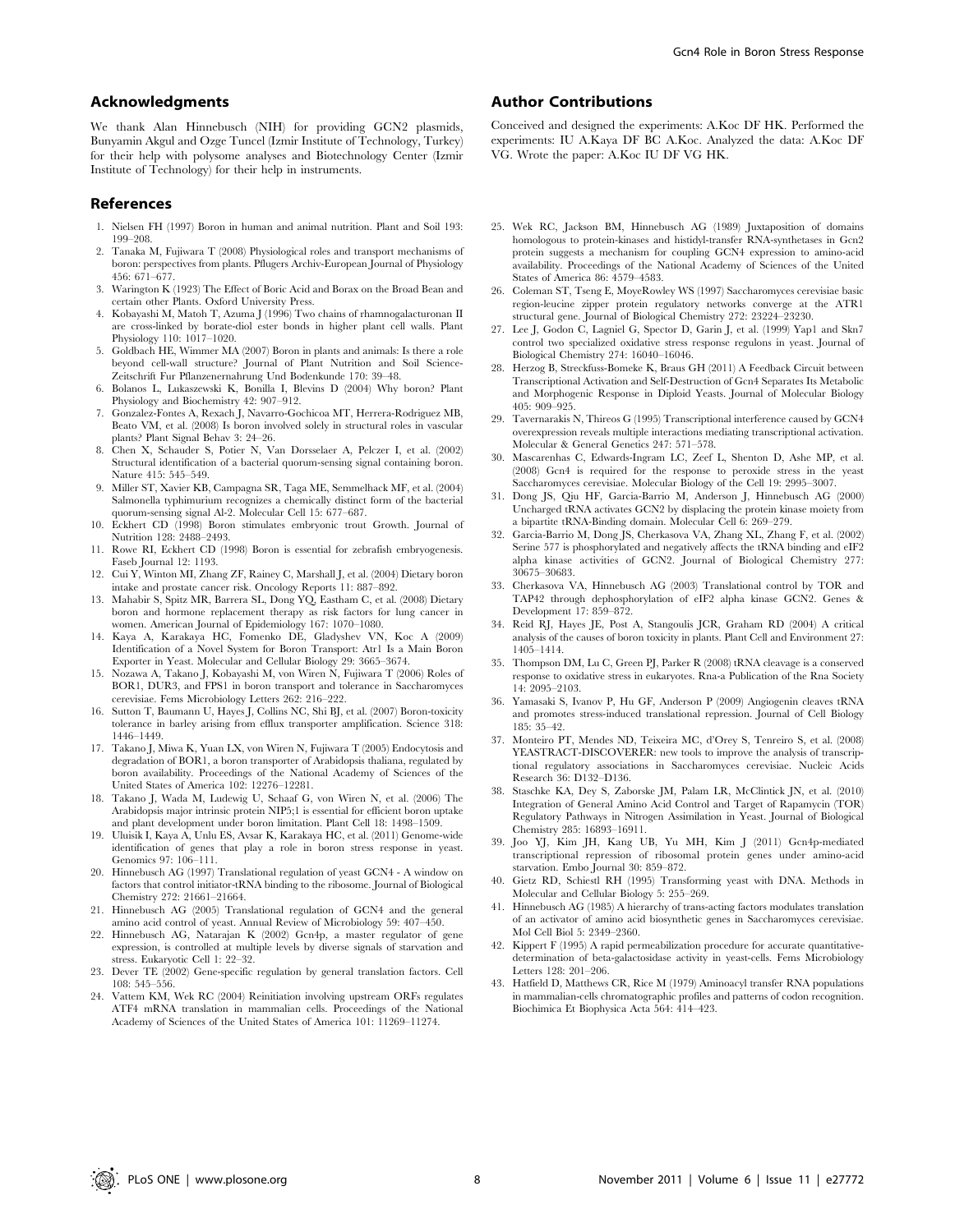## Acknowledgments

We thank Alan Hinnebusch (NIH) for providing GCN2 plasmids, Bunyamin Akgul and Ozge Tuncel (Izmir Institute of Technology, Turkey) for their help with polysome analyses and Biotechnology Center (Izmir Institute of Technology) for their help in instruments.

## Author Contributions

Conceived and designed the experiments: A.Koc DF HK. Performed the experiments: IU A.Kaya DF BC A.Koc. Analyzed the data: A.Koc DF VG. Wrote the paper: A.Koc IU DF VG HK.

## References

1. Nielsen FH (1997) Boron in human and animal nutrition. Plant and Soil 193: 199–208.
2. Tanaka M, Fujiwara T (2008) Physiological roles and transport mechanisms of boron: perspectives from plants. Pflugers Archiv-European Journal of Physiology 456: 671–677.
3. Warington K (1923) The Effect of Boric Acid and Borax on the Broad Bean and certain other Plants. Oxford University Press.
4. Kobayashi M, Matoh T, Azuma J (1996) Two chains of rhamnogalacturonan II are cross-linked by borate-diol ester bonds in higher plant cell walls. Plant Physiology 110: 1017–1020.
5. Goldbach HE, Wimmer MA (2007) Boron in plants and animals: Is there a role beyond cell-wall structure? Journal of Plant Nutrition and Soil Science-Zeitschrift Fur Pflanzenernahrung Und Bodenkunde 170: 39–48.
6. Bolanos L, Lukaszewski K, Bonilla I, Blevins D (2004) Why boron? Plant Physiology and Biochemistry 42: 907–912.
7. Gonzalez-Fontes A, Rexach J, Navarro-Gochicoa MT, Herrera-Rodriguez MB, Beato VM, et al. (2008) Is boron involved solely in structural roles in vascular plants? Plant Signal Behav 3: 24–26.
8. Chen X, Schauder S, Potier N, Van Dorsselaer A, Pelczer I, et al. (2002) Structural identification of a bacterial quorum-sensing signal containing boron. Nature 415: 545–549.
9. Miller ST, Xavier KB, Campagna SR, Taga ME, Semmelhack MF, et al. (2004) Salmonella typhimurium recognizes a chemically distinct form of the bacterial quorum-sensing signal AI-2. Molecular Cell 15: 677–687.
10. Eckhert CD (1998) Boron stimulates embryonic trout Growth. Journal of Nutrition 128: 2488–2493.
11. Rowe RI, Eckhert CD (1998) Boron is essential for zebrafish embryogenesis. Faseb Journal 12: 1193.
12. Cui Y, Winton MI, Zhang ZF, Rainey C, Marshall J, et al. (2004) Dietary boron intake and prostate cancer risk. Oncology Reports 11: 887–892.
13. Mahabir S, Spitz MR, Barrera SL, Dong YQ, Eastham C, et al. (2008) Dietary boron and hormone replacement therapy as risk factors for lung cancer in women. American Journal of Epidemiology 167: 1070–1080.
14. Kaya A, Karakaya HC, Fomenko DE, Gladyshev VN, Koc A (2009) Identification of a Novel System for Boron Transport: Atr1 Is a Main Boron Exporter in Yeast. Molecular and Cellular Biology 29: 3665–3674.
15. Nozawa A, Takano J, Kobayashi M, von Wiren N, Fujiwara T (2006) Roles of BOR1, DUR3, and FPS1 in boron transport and tolerance in Saccharomyces cerevisiae. Fems Microbiology Letters 262: 216–222.
16. Sutton T, Baumann U, Hayes J, Collins NC, Shi BJ, et al. (2007) Boron-toxicity tolerance in barley arising from efflux transporter amplification. Science 318: 1446–1449.
17. Takano J, Miwa K, Yuan LX, von Wiren N, Fujiwara T (2005) Endocytosis and degradation of BOR1, a boron transporter of Arabidopsis thaliana, regulated by boron availability. Proceedings of the National Academy of Sciences of the United States of America 102: 12276–12281.
18. Takano J, Wada M, Ludewig U, Schaaf G, von Wiren N, et al. (2006) The Arabidopsis major intrinsic protein NIP5;1 is essential for efficient boron uptake and plant development under boron limitation. Plant Cell 18: 1498–1509.
19. Uluisik I, Kaya A, Unlu ES, Avsar K, Karakaya HC, et al. (2011) Genome-wide identification of genes that play a role in boron stress response in yeast. Genomics 97: 106–111.
20. Hinnebusch AG (1997) Translational regulation of yeast GCN4 - A window on factors that control initiator-tRNA binding to the ribosome. Journal of Biological Chemistry 272: 21661–21664.
21. Hinnebusch AG (2005) Translational regulation of GCN4 and the general amino acid control of yeast. Annual Review of Microbiology 59: 407–450.
22. Hinnebusch AG, Natarajan K (2002) Gcn4p, a master regulator of gene expression, is controlled at multiple levels by diverse signals of starvation and stress. Eukaryotic Cell 1: 22–32.
23. Dever TE (2002) Gene-specific regulation by general translation factors. Cell 108: 545–556.
24. Vattem KM, Wek RC (2004) Reinitiation involving upstream ORFs regulates ATF4 mRNA translation in mammalian cells. Proceedings of the National Academy of Sciences of the United States of America 101: 11269–11274.
25. Wek RC, Jackson BM, Hinnebusch AG (1989) Juxtaposition of domains homologous to protein-kinases and histidyl-transfer RNA-synthetases in Gcn2 protein suggests a mechanism for coupling GCN4 expression to amino-acid availability. Proceedings of the National Academy of Sciences of the United States of America 86: 4579–4583.
26. Coleman ST, Tseng E, MoyeRowley WS (1997) Saccharomyces cerevisiae basic region-leucine zipper protein regulatory networks converge at the ATR1 structural gene. Journal of Biological Chemistry 272: 23224–23230.
27. Lee J, Godon C, Lagniel G, Spector D, Garin J, et al. (1999) Yap1 and Skn7 control two specialized oxidative stress response regulons in yeast. Journal of Biological Chemistry 274: 16040–16046.
28. Herzog B, Streckfuss-Bomeke K, Braus GH (2011) A Feedback Circuit between Transcriptional Activation and Self-Destruction of Gcn4 Separates Its Metabolic and Morphogenic Response in Diploid Yeasts. Journal of Molecular Biology 405: 909–925.
29. Tavernarakis N, Thireos G (1995) Transcriptional interference caused by GCN4 overexpression reveals multiple interactions mediating transcriptional activation. Molecular & General Genetics 247: 571–578.
30. Mascarenhas C, Edwards-Ingram LC, Zeef L, Shenton D, Ashe MP, et al. (2008) Gcn4 is required for the response to peroxide stress in the yeast Saccharomyces cerevisiae. Molecular Biology of the Cell 19: 2995–3007.
31. Dong JS, Qiu HF, Garcia-Barrio M, Anderson J, Hinnebusch AG (2000) Uncharged tRNA activates GCN2 by displacing the protein kinase moiety from a bipartite tRNA-Binding domain. Molecular Cell 6: 269–279.
32. Garcia-Barrio M, Dong JS, Cherkasova VA, Zhang XL, Zhang F, et al. (2002) Serine 577 is phosphorylated and negatively affects the tRNA binding and eIF2 alpha kinase activities of GCN2. Journal of Biological Chemistry 277: 30675–30683.
33. Cherkasova VA, Hinnebusch AG (2003) Translational control by TOR and TAP42 through dephosphorylation of eIF2 alpha kinase GCN2. Genes & Development 17: 859–872.
34. Reid RJ, Hayes JE, Post A, Stangoulis JCR, Graham RD (2004) A critical analysis of the causes of boron toxicity in plants. Plant Cell and Environment 27: 1405–1414.
35. Thompson DM, Lu C, Green PJ, Parker R (2008) tRNA cleavage is a conserved response to oxidative stress in eukaryotes. Rna-a Publication of the Rna Society 14: 2095–2103.
36. Yamasaki S, Ivanov P, Hu GF, Anderson P (2009) Angiogenin cleaves tRNA and promotes stress-induced translational repression. Journal of Cell Biology 185: 35–42.
37. Monteiro PT, Mendes ND, Teixeira MC, d'Orey S, Tenreiro S, et al. (2008) YEASTRACT-DISCOVERER: new tools to improve the analysis of transcriptional regulatory associations in Saccharomyces cerevisiae. Nucleic Acids Research 36: D132–D136.
38. Staschke KA, Dey S, Zaborske JM, Palam LR, McClintick JN, et al. (2010) Integration of General Amino Acid Control and Target of Rapamycin (TOR) Regulatory Pathways in Nitrogen Assimilation in Yeast. Journal of Biological Chemistry 285: 16893–16911.
39. Joo YJ, Kim JH, Kang UB, Yu MH, Kim J (2011) Gcn4p-mediated transcriptional repression of ribosomal protein genes under amino-acid starvation. Embo Journal 30: 859–872.
40. Gietz RD, Schiestl RH (1995) Transforming yeast with DNA. Methods in Molecular and Cellular Biology 5: 255–269.
41. Hinnebusch AG (1985) A hierarchy of trans-acting factors modulates translation of an activator of amino acid biosynthetic genes in Saccharomyces cerevisiae. Mol Cell Biol 5: 2349–2360.
42. Kippert F (1995) A rapid permeabilization procedure for accurate quantitative-determination of beta-galactosidase activity in yeast-cells. Fems Microbiology Letters 128: 201–206.
43. Hatfield D, Matthews CR, Rice M (1979) Aminoacyl transfer RNA populations in mammalian-cells chromatographic profiles and patterns of codon recognition. Biochimica Et Biophysica Acta 564: 414–423.